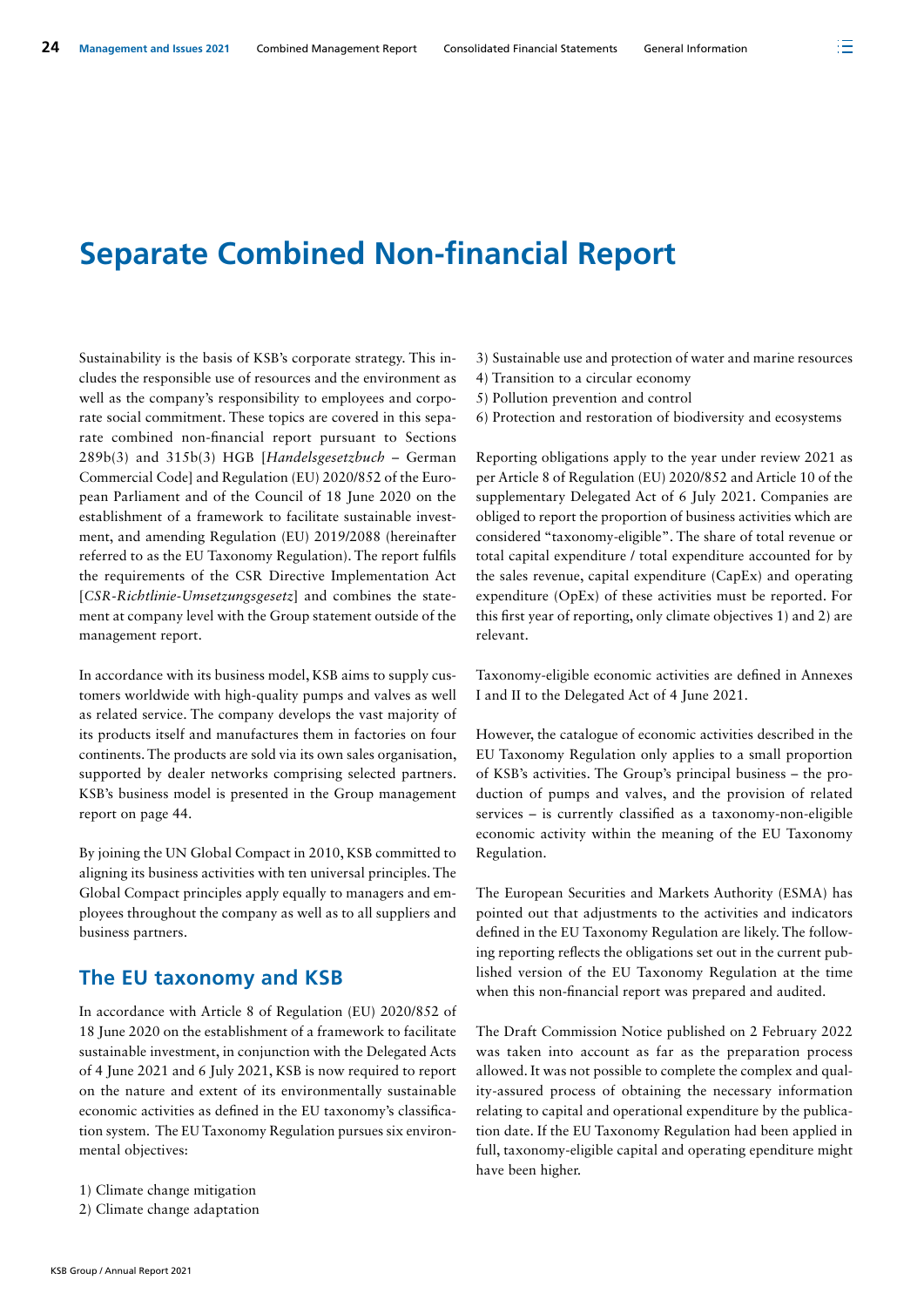# Separate Combined Non-financial Report

Sustainability is the basis of KSB's corporate strategy. This includes the responsible use of resources and the environment as well as the company's responsibility to employees and corporate social commitment. These topics are covered in this separate combined non-financial report pursuant to Sections 289b(3) and 315b(3) HGB [*Handelsgesetzbuch* – German Commercial Code] and Regulation (EU) 2020/852 of the European Parliament and of the Council of 18 June 2020 on the establishment of a framework to facilitate sustainable investment, and amending Regulation (EU) 2019/2088 (hereinafter referred to as the EU Taxonomy Regulation). The report fulfils the requirements of the CSR Directive Implementation Act [*CSR-Richtlinie-Umsetzungsgesetz*] and combines the statement at company level with the Group statement outside of the management report.

In accordance with its business model, KSB aims to supply customers worldwide with high-quality pumps and valves as well as related service. The company develops the vast majority of its products itself and manufactures them in factories on four continents. The products are sold via its own sales organisation, supported by dealer networks comprising selected partners. KSB's business model is presented in the Group management report on page 44.

By joining the UN Global Compact in 2010, KSB committed to aligning its business activities with ten universal principles. The Global Compact principles apply equally to managers and employees throughout the company as well as to all suppliers and business partners.

## The EU taxonomy and KSB

In accordance with Article 8 of Regulation (EU) 2020/852 of 18 June 2020 on the establishment of a framework to facilitate sustainable investment, in conjunction with the Delegated Acts of 4 June 2021 and 6 July 2021, KSB is now required to report on the nature and extent of its environmentally sustainable economic activities as defined in the EU taxonomy's classification system. The EU Taxonomy Regulation pursues six environmental objectives:

1) Climate change mitigation
2) Climate change adaptation
3) Sustainable use and protection of water and marine resources
4) Transition to a circular economy
5) Pollution prevention and control
6) Protection and restoration of biodiversity and ecosystems

Reporting obligations apply to the year under review 2021 as per Article 8 of Regulation (EU) 2020/852 and Article 10 of the supplementary Delegated Act of 6 July 2021. Companies are obliged to report the proportion of business activities which are considered "taxonomy-eligible". The share of total revenue or total capital expenditure / total expenditure accounted for by the sales revenue, capital expenditure (CapEx) and operating expenditure (OpEx) of these activities must be reported. For this first year of reporting, only climate objectives 1) and 2) are relevant.

Taxonomy-eligible economic activities are defined in Annexes I and II to the Delegated Act of 4 June 2021.

However, the catalogue of economic activities described in the EU Taxonomy Regulation only applies to a small proportion of KSB's activities. The Group's principal business – the production of pumps and valves, and the provision of related services – is currently classified as a taxonomy-non-eligible economic activity within the meaning of the EU Taxonomy Regulation.

The European Securities and Markets Authority (ESMA) has pointed out that adjustments to the activities and indicators defined in the EU Taxonomy Regulation are likely. The following reporting reflects the obligations set out in the current published version of the EU Taxonomy Regulation at the time when this non-financial report was prepared and audited.

The Draft Commission Notice published on 2 February 2022 was taken into account as far as the preparation process allowed. It was not possible to complete the complex and quality-assured process of obtaining the necessary information relating to capital and operational expenditure by the publication date. If the EU Taxonomy Regulation had been applied in full, taxonomy-eligible capital and operating ependiture might have been higher.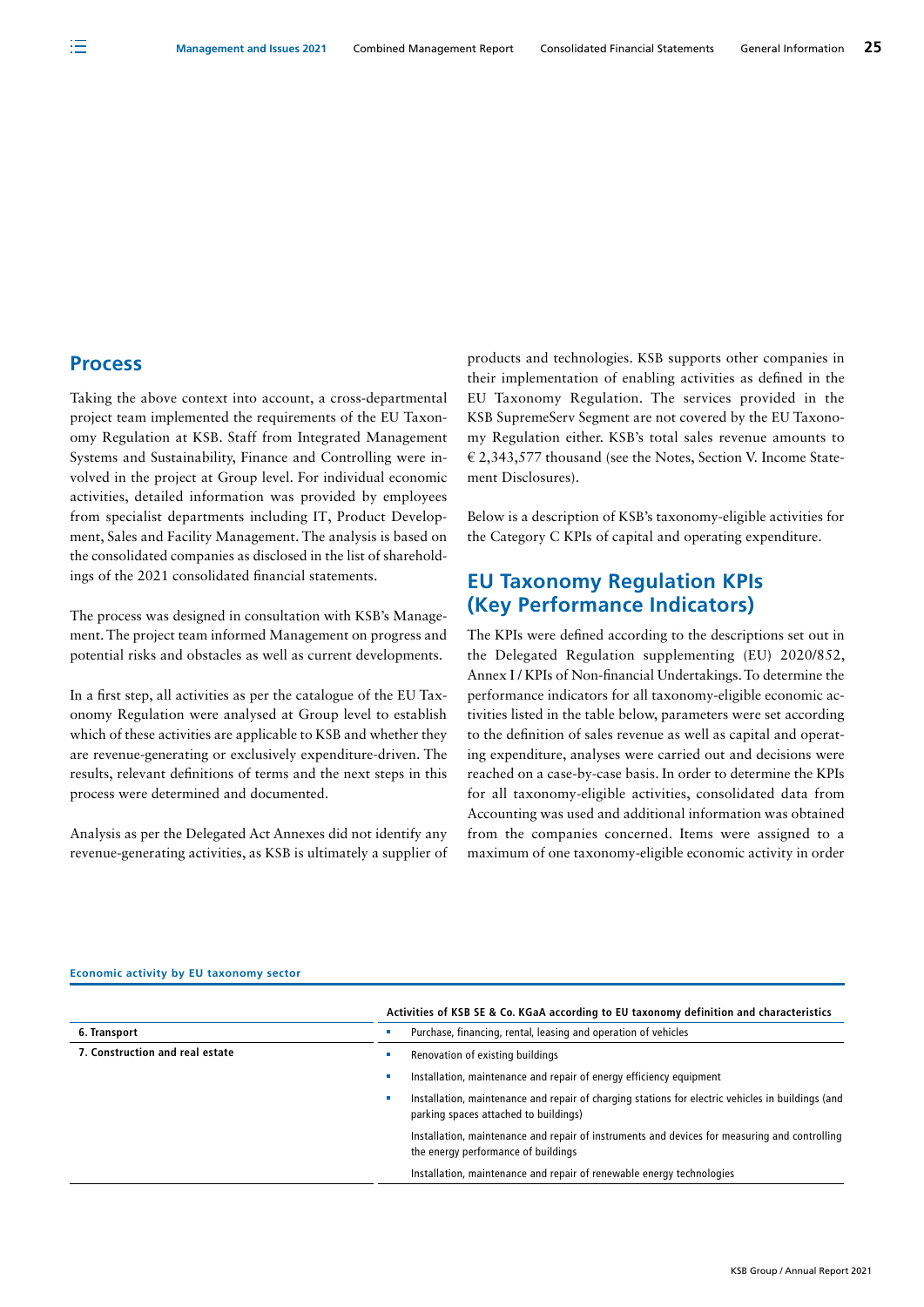## Process

Taking the above context into account, a cross-departmental project team implemented the requirements of the EU Taxonomy Regulation at KSB. Staff from Integrated Management Systems and Sustainability, Finance and Controlling were involved in the project at Group level. For individual economic activities, detailed information was provided by employees from specialist departments including IT, Product Development, Sales and Facility Management. The analysis is based on the consolidated companies as disclosed in the list of shareholdings of the 2021 consolidated financial statements.

The process was designed in consultation with KSB's Management. The project team informed Management on progress and potential risks and obstacles as well as current developments.

In a first step, all activities as per the catalogue of the EU Taxonomy Regulation were analysed at Group level to establish which of these activities are applicable to KSB and whether they are revenue-generating or exclusively expenditure-driven. The results, relevant definitions of terms and the next steps in this process were determined and documented.

Analysis as per the Delegated Act Annexes did not identify any revenue-generating activities, as KSB is ultimately a supplier of products and technologies. KSB supports other companies in their implementation of enabling activities as defined in the EU Taxonomy Regulation. The services provided in the KSB SupremeServ Segment are not covered by the EU Taxonomy Regulation either. KSB's total sales revenue amounts to € 2,343,577 thousand (see the Notes, Section V. Income Statement Disclosures).

Below is a description of KSB's taxonomy-eligible activities for the Category C KPIs of capital and operating expenditure.

## EU Taxonomy Regulation KPIs (Key Performance Indicators)

The KPIs were defined according to the descriptions set out in the Delegated Regulation supplementing (EU) 2020/852, Annex I / KPIs of Non-financial Undertakings. To determine the performance indicators for all taxonomy-eligible economic activities listed in the table below, parameters were set according to the definition of sales revenue as well as capital and operating expenditure, analyses were carried out and decisions were reached on a case-by-case basis. In order to determine the KPIs for all taxonomy-eligible activities, consolidated data from Accounting was used and additional information was obtained from the companies concerned. Items were assigned to a maximum of one taxonomy-eligible economic activity in order

**Economic activity by EU taxonomy sector**

| | Activities of KSB SE & Co. KGaA according to EU taxonomy definition and characteristics |
|---|---|
| **6. Transport** | ▪ Purchase, financing, rental, leasing and operation of vehicles |
| **7. Construction and real estate** | ▪ Renovation of existing buildings |
| | ▪ Installation, maintenance and repair of energy efficiency equipment |
| | ▪ Installation, maintenance and repair of charging stations for electric vehicles in buildings (and parking spaces attached to buildings) |
| | Installation, maintenance and repair of instruments and devices for measuring and controlling the energy performance of buildings |
| | Installation, maintenance and repair of renewable energy technologies |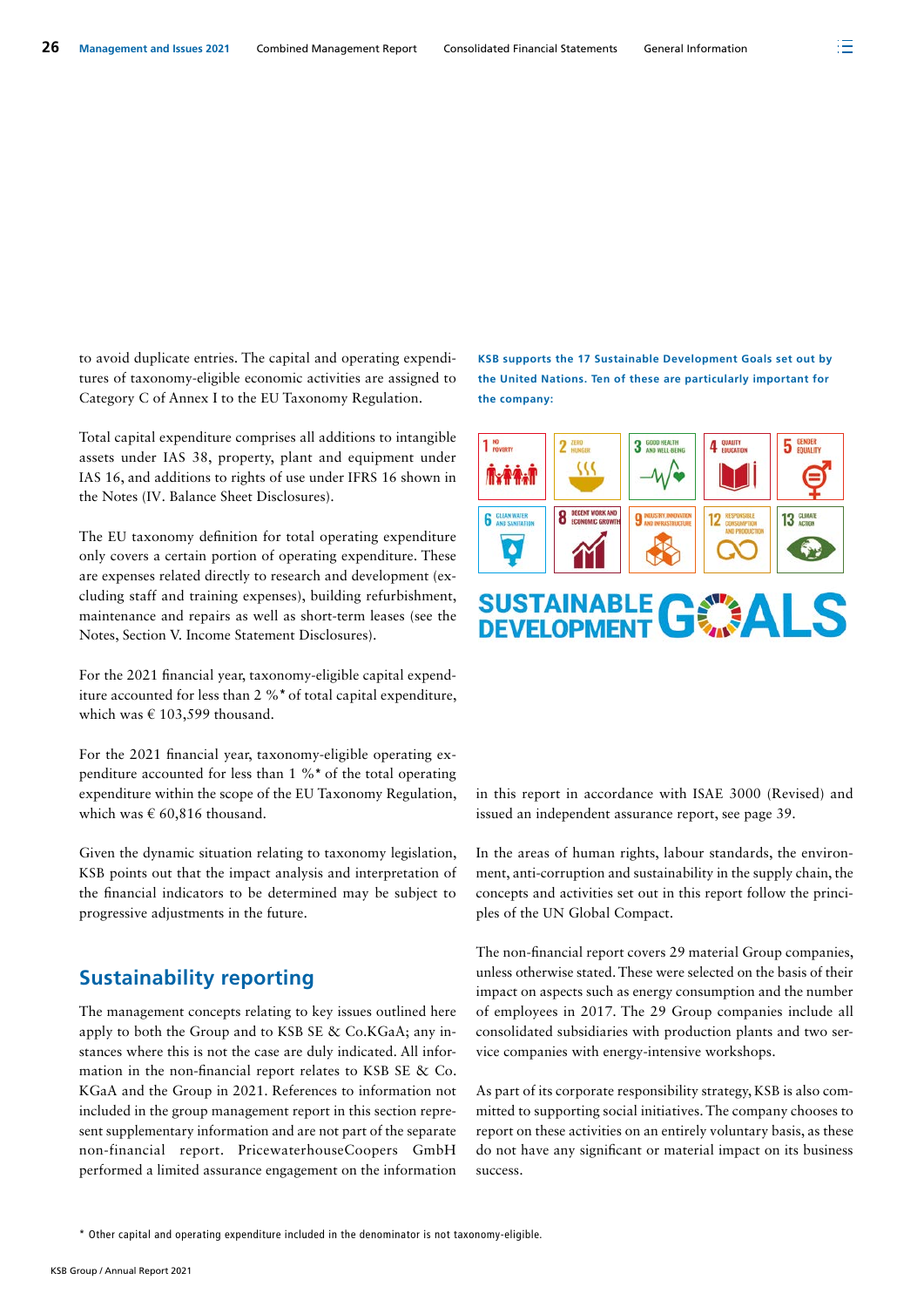to avoid duplicate entries. The capital and operating expenditures of taxonomy-eligible economic activities are assigned to Category C of Annex I to the EU Taxonomy Regulation.

Total capital expenditure comprises all additions to intangible assets under IAS 38, property, plant and equipment under IAS 16, and additions to rights of use under IFRS 16 shown in the Notes (IV. Balance Sheet Disclosures).

The EU taxonomy definition for total operating expenditure only covers a certain portion of operating expenditure. These are expenses related directly to research and development (excluding staff and training expenses), building refurbishment, maintenance and repairs as well as short-term leases (see the Notes, Section V. Income Statement Disclosures).

For the 2021 financial year, taxonomy-eligible capital expenditure accounted for less than 2 %* of total capital expenditure, which was € 103,599 thousand.

For the 2021 financial year, taxonomy-eligible operating expenditure accounted for less than 1 %* of the total operating expenditure within the scope of the EU Taxonomy Regulation, which was € 60,816 thousand.

Given the dynamic situation relating to taxonomy legislation, KSB points out that the impact analysis and interpretation of the financial indicators to be determined may be subject to progressive adjustments in the future.

## Sustainability reporting

The management concepts relating to key issues outlined here apply to both the Group and to KSB SE & Co.KGaA; any instances where this is not the case are duly indicated. All information in the non-financial report relates to KSB SE & Co. KGaA and the Group in 2021. References to information not included in the group management report in this section represent supplementary information and are not part of the separate non-financial report. PricewaterhouseCoopers GmbH performed a limited assurance engagement on the information in this report in accordance with ISAE 3000 (Revised) and issued an independent assurance report, see page 39.

**KSB supports the 17 Sustainable Development Goals set out by the United Nations. Ten of these are particularly important for the company:**

1 No Poverty, 2 Zero Hunger, 3 Good Health and Well-Being, 4 Quality Education, 5 Gender Equality, 6 Clean Water and Sanitation, 8 Decent Work and Economic Growth, 9 Industry, Innovation and Infrastructure, 12 Responsible Consumption and Production, 13 Climate Action

SUSTAINABLE DEVELOPMENT GOALS

In the areas of human rights, labour standards, the environment, anti-corruption and sustainability in the supply chain, the concepts and activities set out in this report follow the principles of the UN Global Compact.

The non-financial report covers 29 material Group companies, unless otherwise stated. These were selected on the basis of their impact on aspects such as energy consumption and the number of employees in 2017. The 29 Group companies include all consolidated subsidiaries with production plants and two service companies with energy-intensive workshops.

As part of its corporate responsibility strategy, KSB is also committed to supporting social initiatives. The company chooses to report on these activities on an entirely voluntary basis, as these do not have any significant or material impact on its business success.

\* Other capital and operating expenditure included in the denominator is not taxonomy-eligible.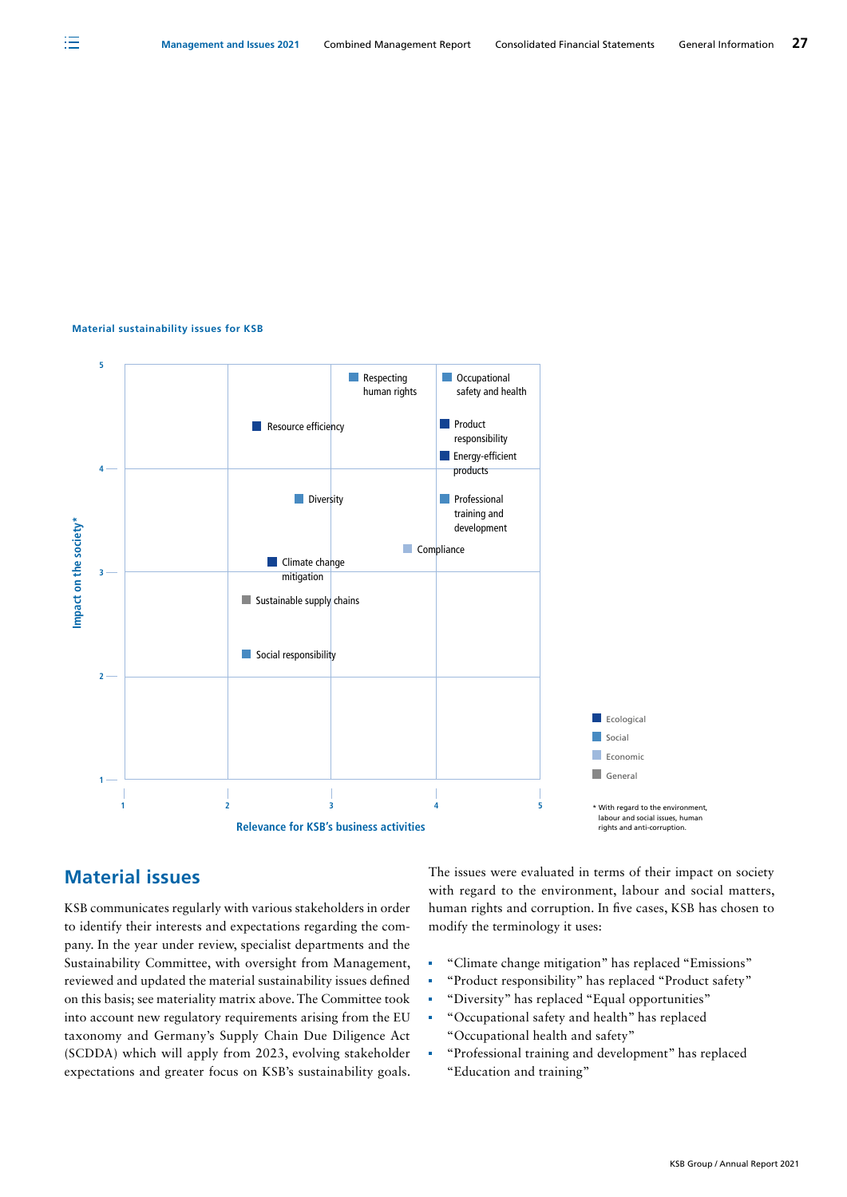**Material sustainability issues for KSB**

| Issue | Category | Relevance for KSB's business activities | Impact on the society* |
|---|---|---|---|
| Respecting human rights | Social | ~3.2 | ~5 |
| Occupational safety and health | Social | ~4.1 | ~5 |
| Resource efficiency | Ecological | ~2.3 | ~4.4 |
| Product responsibility | Ecological | ~4 | ~4.4 |
| Energy-efficient products | Ecological | ~4 | ~4.1 |
| Diversity | Social | ~2.7 | ~3.7 |
| Professional training and development | Social | ~4 | ~3.7 |
| Compliance | Economic | ~3.7 | ~3.2 |
| Climate change mitigation | Ecological | ~2.4 | ~3.1 |
| Sustainable supply chains | General | ~2.1 | ~2.7 |
| Social responsibility | Social | ~2.1 | ~2.2 |

Legend: Ecological, Social, Economic, General

\* With regard to the environment, labour and social issues, human rights and anti-corruption.

## Material issues

KSB communicates regularly with various stakeholders in order to identify their interests and expectations regarding the company. In the year under review, specialist departments and the Sustainability Committee, with oversight from Management, reviewed and updated the material sustainability issues defined on this basis; see materiality matrix above. The Committee took into account new regulatory requirements arising from the EU taxonomy and Germany's Supply Chain Due Diligence Act (SCDDA) which will apply from 2023, evolving stakeholder expectations and greater focus on KSB's sustainability goals.

The issues were evaluated in terms of their impact on society with regard to the environment, labour and social matters, human rights and corruption. In five cases, KSB has chosen to modify the terminology it uses:

- "Climate change mitigation" has replaced "Emissions"
- "Product responsibility" has replaced "Product safety"
- "Diversity" has replaced "Equal opportunities"
- "Occupational safety and health" has replaced "Occupational health and safety"
- "Professional training and development" has replaced "Education and training"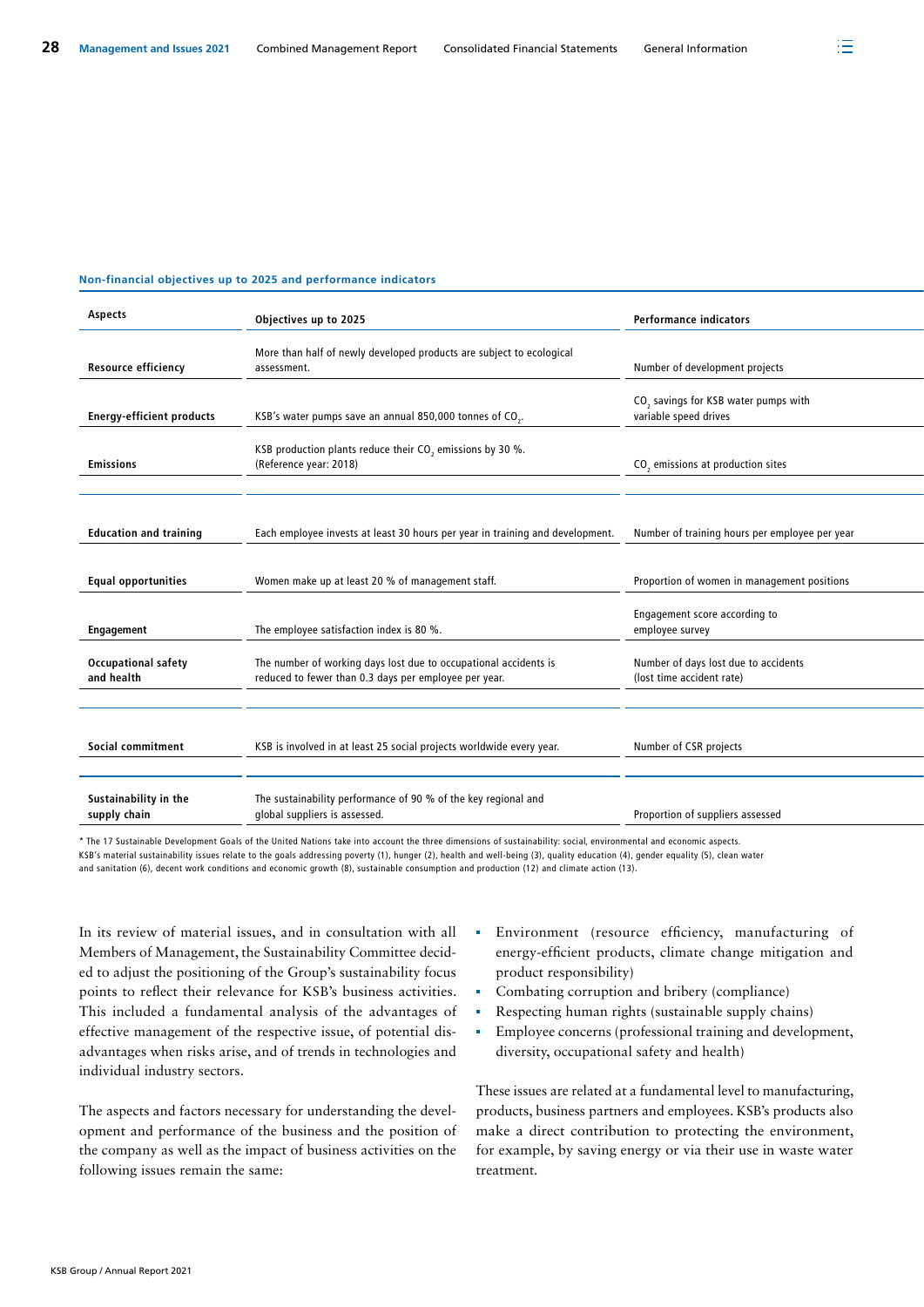**Non-financial objectives up to 2025 and performance indicators**

| Aspects | Objectives up to 2025 | Performance indicators |
|---|---|---|
| Resource efficiency | More than half of newly developed products are subject to ecological assessment. | Number of development projects |
| Energy-efficient products | KSB's water pumps save an annual 850,000 tonnes of $CO_2$. | $CO_2$ savings for KSB water pumps with variable speed drives |
| Emissions | KSB production plants reduce their $CO_2$ emissions by 30 %. (Reference year: 2018) | $CO_2$ emissions at production sites |
| | | |
| Education and training | Each employee invests at least 30 hours per year in training and development. | Number of training hours per employee per year |
| Equal opportunities | Women make up at least 20 % of management staff. | Proportion of women in management positions |
| Engagement | The employee satisfaction index is 80 %. | Engagement score according to employee survey |
| Occupational safety and health | The number of working days lost due to occupational accidents is reduced to fewer than 0.3 days per employee per year. | Number of days lost due to accidents (lost time accident rate) |
| | | |
| Social commitment | KSB is involved in at least 25 social projects worldwide every year. | Number of CSR projects |
| | | |
| Sustainability in the supply chain | The sustainability performance of 90 % of the key regional and global suppliers is assessed. | Proportion of suppliers assessed |

* The 17 Sustainable Development Goals of the United Nations take into account the three dimensions of sustainability: social, environmental and economic aspects. KSB's material sustainability issues relate to the goals addressing poverty (1), hunger (2), health and well-being (3), quality education (4), gender equality (5), clean water and sanitation (6), decent work conditions and economic growth (8), sustainable consumption and production (12) and climate action (13).

In its review of material issues, and in consultation with all Members of Management, the Sustainability Committee decided to adjust the positioning of the Group's sustainability focus points to reflect their relevance for KSB's business activities. This included a fundamental analysis of the advantages of effective management of the respective issue, of potential disadvantages when risks arise, and of trends in technologies and individual industry sectors.

The aspects and factors necessary for understanding the development and performance of the business and the position of the company as well as the impact of business activities on the following issues remain the same:

- Environment (resource efficiency, manufacturing of energy-efficient products, climate change mitigation and product responsibility)
- Combating corruption and bribery (compliance)
- Respecting human rights (sustainable supply chains)
- Employee concerns (professional training and development, diversity, occupational safety and health)

These issues are related at a fundamental level to manufacturing, products, business partners and employees. KSB's products also make a direct contribution to protecting the environment, for example, by saving energy or via their use in waste water treatment.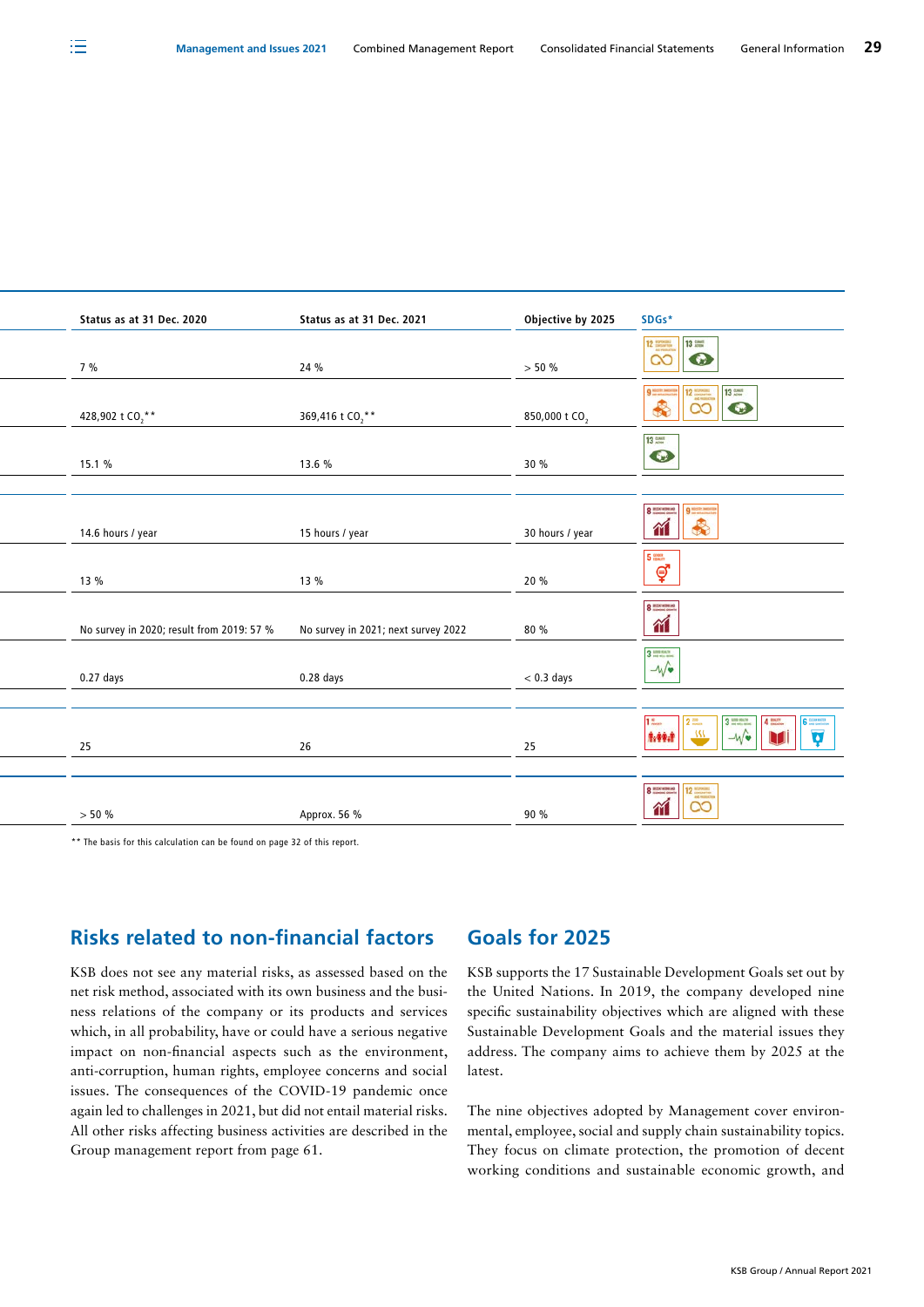| Status as at 31 Dec. 2020 | Status as at 31 Dec. 2021 | Objective by 2025 | SDGs* |
|---|---|---|---|
| 7 % | 24 % | > 50 % | 12, 13 |
| 428,902 t $CO_2$** | 369,416 t $CO_2$** | 850,000 t $CO_2$ | 9, 12, 13 |
| 15.1 % | 13.6 % | 30 % | 13 |
| 14.6 hours / year | 15 hours / year | 30 hours / year | 8, 9 |
| 13 % | 13 % | 20 % | 5 |
| No survey in 2020; result from 2019: 57 % | No survey in 2021; next survey 2022 | 80 % | 8 |
| 0.27 days | 0.28 days | < 0.3 days | 3 |
| 25 | 26 | 25 | 1, 2, 3, 4, 6 |
| > 50 % | Approx. 56 % | 90 % | 8, 12 |

** The basis for this calculation can be found on page 32 of this report.

## Risks related to non-financial factors

KSB does not see any material risks, as assessed based on the net risk method, associated with its own business and the business relations of the company or its products and services which, in all probability, have or could have a serious negative impact on non-financial aspects such as the environment, anti-corruption, human rights, employee concerns and social issues. The consequences of the COVID-19 pandemic once again led to challenges in 2021, but did not entail material risks. All other risks affecting business activities are described in the Group management report from page 61.

## Goals for 2025

KSB supports the 17 Sustainable Development Goals set out by the United Nations. In 2019, the company developed nine specific sustainability objectives which are aligned with these Sustainable Development Goals and the material issues they address. The company aims to achieve them by 2025 at the latest.

The nine objectives adopted by Management cover environmental, employee, social and supply chain sustainability topics. They focus on climate protection, the promotion of decent working conditions and sustainable economic growth, and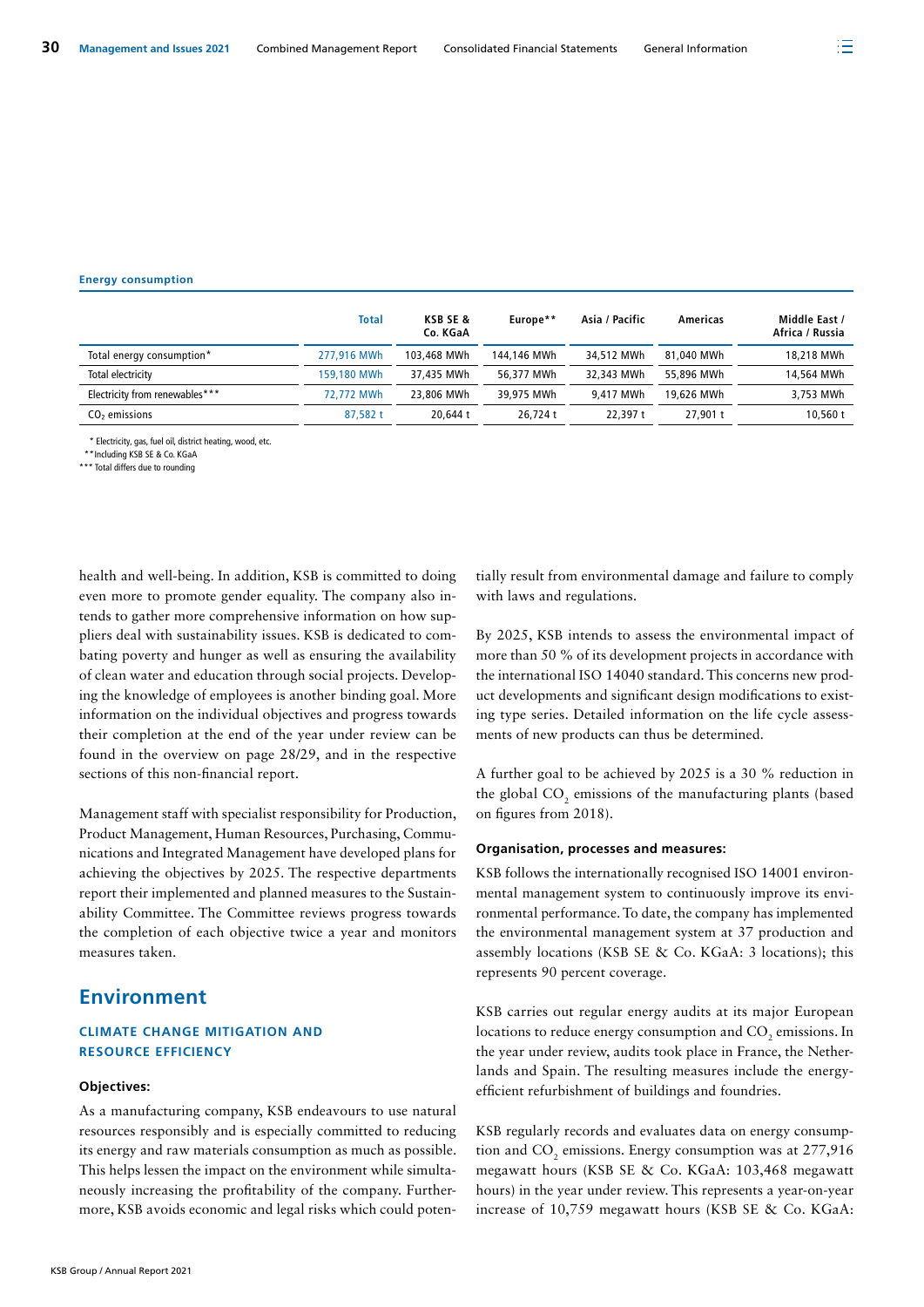**Energy consumption**

| | Total | KSB SE & Co. KGaA | Europe** | Asia / Pacific | Americas | Middle East / Africa / Russia |
|---|---|---|---|---|---|---|
| Total energy consumption* | 277,916 MWh | 103,468 MWh | 144,146 MWh | 34,512 MWh | 81,040 MWh | 18,218 MWh |
| Total electricity | 159,180 MWh | 37,435 MWh | 56,377 MWh | 32,343 MWh | 55,896 MWh | 14,564 MWh |
| Electricity from renewables*** | 72,772 MWh | 23,806 MWh | 39,975 MWh | 9,417 MWh | 19,626 MWh | 3,753 MWh |
| $CO_2$ emissions | 87,582 t | 20,644 t | 26,724 t | 22,397 t | 27,901 t | 10,560 t |

\* Electricity, gas, fuel oil, district heating, wood, etc.
** Including KSB SE & Co. KGaA
*** Total differs due to rounding

health and well-being. In addition, KSB is committed to doing even more to promote gender equality. The company also intends to gather more comprehensive information on how suppliers deal with sustainability issues. KSB is dedicated to combating poverty and hunger as well as ensuring the availability of clean water and education through social projects. Developing the knowledge of employees is another binding goal. More information on the individual objectives and progress towards their completion at the end of the year under review can be found in the overview on page 28/29, and in the respective sections of this non-financial report.

Management staff with specialist responsibility for Production, Product Management, Human Resources, Purchasing, Communications and Integrated Management have developed plans for achieving the objectives by 2025. The respective departments report their implemented and planned measures to the Sustainability Committee. The Committee reviews progress towards the completion of each objective twice a year and monitors measures taken.

## Environment

### CLIMATE CHANGE MITIGATION AND RESOURCE EFFICIENCY

#### Objectives:

As a manufacturing company, KSB endeavours to use natural resources responsibly and is especially committed to reducing its energy and raw materials consumption as much as possible. This helps lessen the impact on the environment while simultaneously increasing the profitability of the company. Furthermore, KSB avoids economic and legal risks which could potentially result from environmental damage and failure to comply with laws and regulations.

By 2025, KSB intends to assess the environmental impact of more than 50 % of its development projects in accordance with the international ISO 14040 standard. This concerns new product developments and significant design modifications to existing type series. Detailed information on the life cycle assessments of new products can thus be determined.

A further goal to be achieved by 2025 is a 30 % reduction in the global $CO_2$ emissions of the manufacturing plants (based on figures from 2018).

#### Organisation, processes and measures:

KSB follows the internationally recognised ISO 14001 environmental management system to continuously improve its environmental performance. To date, the company has implemented the environmental management system at 37 production and assembly locations (KSB SE & Co. KGaA: 3 locations); this represents 90 percent coverage.

KSB carries out regular energy audits at its major European locations to reduce energy consumption and $CO_2$ emissions. In the year under review, audits took place in France, the Netherlands and Spain. The resulting measures include the energy-efficient refurbishment of buildings and foundries.

KSB regularly records and evaluates data on energy consumption and $CO_2$ emissions. Energy consumption was at 277,916 megawatt hours (KSB SE & Co. KGaA: 103,468 megawatt hours) in the year under review. This represents a year-on-year increase of 10,759 megawatt hours (KSB SE & Co. KGaA: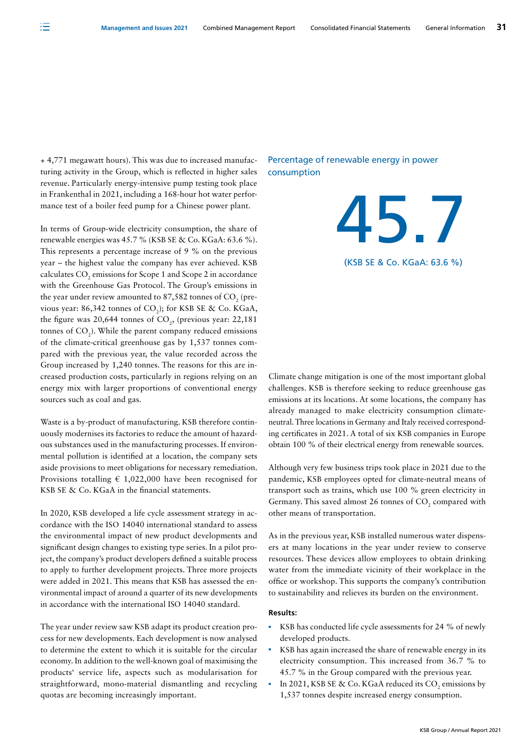+ 4,771 megawatt hours). This was due to increased manufacturing activity in the Group, which is reflected in higher sales revenue. Particularly energy-intensive pump testing took place in Frankenthal in 2021, including a 168-hour hot water performance test of a boiler feed pump for a Chinese power plant.

In terms of Group-wide electricity consumption, the share of renewable energies was 45.7 % (KSB SE & Co. KGaA: 63.6 %). This represents a percentage increase of 9 % on the previous year – the highest value the company has ever achieved. KSB calculates $CO_2$ emissions for Scope 1 and Scope 2 in accordance with the Greenhouse Gas Protocol. The Group's emissions in the year under review amounted to 87,582 tonnes of $CO_2$ (previous year: 86,342 tonnes of $CO_2$); for KSB SE & Co. KGaA, the figure was 20,644 tonnes of $CO_2$, (previous year: 22,181 tonnes of $CO_2$). While the parent company reduced emissions of the climate-critical greenhouse gas by 1,537 tonnes compared with the previous year, the value recorded across the Group increased by 1,240 tonnes. The reasons for this are increased production costs, particularly in regions relying on an energy mix with larger proportions of conventional energy sources such as coal and gas.

Waste is a by-product of manufacturing. KSB therefore continuously modernises its factories to reduce the amount of hazardous substances used in the manufacturing processes. If environmental pollution is identified at a location, the company sets aside provisions to meet obligations for necessary remediation. Provisions totalling € 1,022,000 have been recognised for KSB SE & Co. KGaA in the financial statements.

In 2020, KSB developed a life cycle assessment strategy in accordance with the ISO 14040 international standard to assess the environmental impact of new product developments and significant design changes to existing type series. In a pilot project, the company's product developers defined a suitable process to apply to further development projects. Three more projects were added in 2021. This means that KSB has assessed the environmental impact of around a quarter of its new developments in accordance with the international ISO 14040 standard.

The year under review saw KSB adapt its product creation process for new developments. Each development is now analysed to determine the extent to which it is suitable for the circular economy. In addition to the well-known goal of maximising the products' service life, aspects such as modularisation for straightforward, mono-material dismantling and recycling quotas are becoming increasingly important.

Percentage of renewable energy in power consumption

**45.7**

(KSB SE & Co. KGaA: 63.6 %)

Climate change mitigation is one of the most important global challenges. KSB is therefore seeking to reduce greenhouse gas emissions at its locations. At some locations, the company has already managed to make electricity consumption climate-neutral. Three locations in Germany and Italy received corresponding certificates in 2021. A total of six KSB companies in Europe obtain 100 % of their electrical energy from renewable sources.

Although very few business trips took place in 2021 due to the pandemic, KSB employees opted for climate-neutral means of transport such as trains, which use 100 % green electricity in Germany. This saved almost 26 tonnes of $CO_2$ compared with other means of transportation.

As in the previous year, KSB installed numerous water dispensers at many locations in the year under review to conserve resources. These devices allow employees to obtain drinking water from the immediate vicinity of their workplace in the office or workshop. This supports the company's contribution to sustainability and relieves its burden on the environment.

**Results:**

- KSB has conducted life cycle assessments for 24 % of newly developed products.
- KSB has again increased the share of renewable energy in its electricity consumption. This increased from 36.7 % to 45.7 % in the Group compared with the previous year.
- In 2021, KSB SE & Co. KGaA reduced its $CO_2$ emissions by 1,537 tonnes despite increased energy consumption.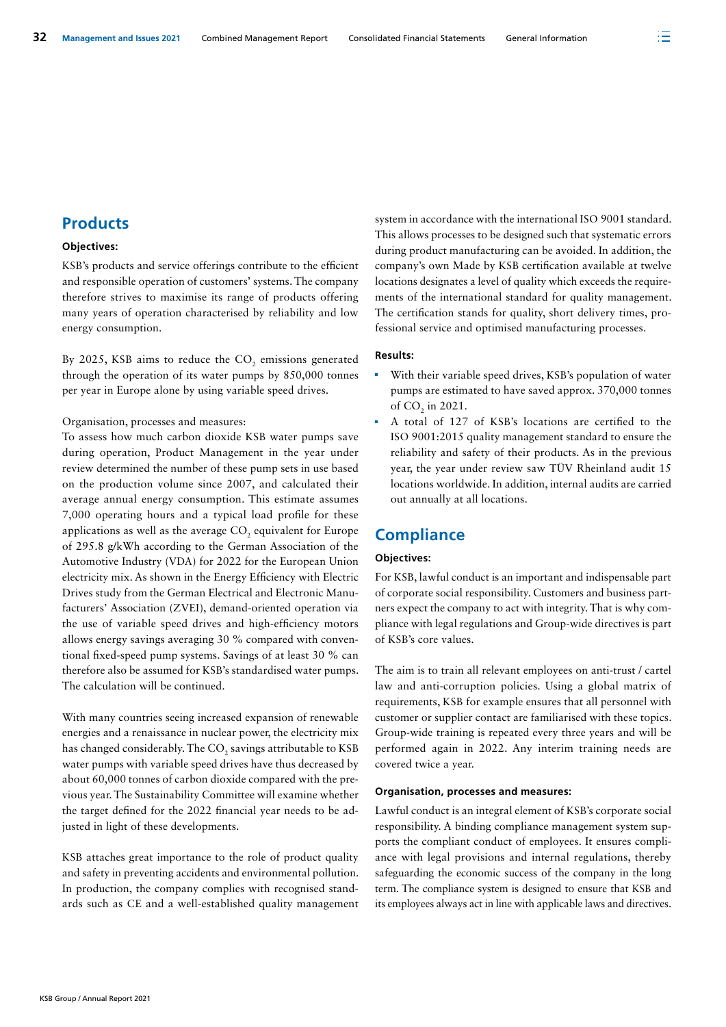## Products

### Objectives:

KSB's products and service offerings contribute to the efficient and responsible operation of customers' systems. The company therefore strives to maximise its range of products offering many years of operation characterised by reliability and low energy consumption.

By 2025, KSB aims to reduce the $CO_2$ emissions generated through the operation of its water pumps by 850,000 tonnes per year in Europe alone by using variable speed drives.

Organisation, processes and measures:
To assess how much carbon dioxide KSB water pumps save during operation, Product Management in the year under review determined the number of these pump sets in use based on the production volume since 2007, and calculated their average annual energy consumption. This estimate assumes 7,000 operating hours and a typical load profile for these applications as well as the average $CO_2$ equivalent for Europe of 295.8 g/kWh according to the German Association of the Automotive Industry (VDA) for 2022 for the European Union electricity mix. As shown in the Energy Efficiency with Electric Drives study from the German Electrical and Electronic Manufacturers' Association (ZVEI), demand-oriented operation via the use of variable speed drives and high-efficiency motors allows energy savings averaging 30 % compared with conventional fixed-speed pump systems. Savings of at least 30 % can therefore also be assumed for KSB's standardised water pumps. The calculation will be continued.

With many countries seeing increased expansion of renewable energies and a renaissance in nuclear power, the electricity mix has changed considerably. The $CO_2$ savings attributable to KSB water pumps with variable speed drives have thus decreased by about 60,000 tonnes of carbon dioxide compared with the previous year. The Sustainability Committee will examine whether the target defined for the 2022 financial year needs to be adjusted in light of these developments.

KSB attaches great importance to the role of product quality and safety in preventing accidents and environmental pollution. In production, the company complies with recognised standards such as CE and a well-established quality management system in accordance with the international ISO 9001 standard. This allows processes to be designed such that systematic errors during product manufacturing can be avoided. In addition, the company's own Made by KSB certification available at twelve locations designates a level of quality which exceeds the requirements of the international standard for quality management. The certification stands for quality, short delivery times, professional service and optimised manufacturing processes.

### Results:

- With their variable speed drives, KSB's population of water pumps are estimated to have saved approx. 370,000 tonnes of $CO_2$ in 2021.
- A total of 127 of KSB's locations are certified to the ISO 9001:2015 quality management standard to ensure the reliability and safety of their products. As in the previous year, the year under review saw TÜV Rheinland audit 15 locations worldwide. In addition, internal audits are carried out annually at all locations.

## Compliance

### Objectives:

For KSB, lawful conduct is an important and indispensable part of corporate social responsibility. Customers and business partners expect the company to act with integrity. That is why compliance with legal regulations and Group-wide directives is part of KSB's core values.

The aim is to train all relevant employees on anti-trust / cartel law and anti-corruption policies. Using a global matrix of requirements, KSB for example ensures that all personnel with customer or supplier contact are familiarised with these topics. Group-wide training is repeated every three years and will be performed again in 2022. Any interim training needs are covered twice a year.

### Organisation, processes and measures:

Lawful conduct is an integral element of KSB's corporate social responsibility. A binding compliance management system supports the compliant conduct of employees. It ensures compliance with legal provisions and internal regulations, thereby safeguarding the economic success of the company in the long term. The compliance system is designed to ensure that KSB and its employees always act in line with applicable laws and directives.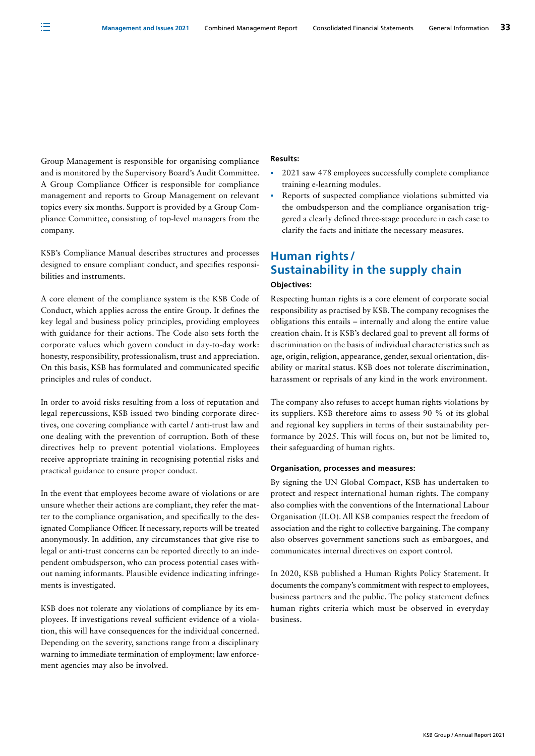Group Management is responsible for organising compliance and is monitored by the Supervisory Board's Audit Committee. A Group Compliance Officer is responsible for compliance management and reports to Group Management on relevant topics every six months. Support is provided by a Group Compliance Committee, consisting of top-level managers from the company.

KSB's Compliance Manual describes structures and processes designed to ensure compliant conduct, and specifies responsibilities and instruments.

A core element of the compliance system is the KSB Code of Conduct, which applies across the entire Group. It defines the key legal and business policy principles, providing employees with guidance for their actions. The Code also sets forth the corporate values which govern conduct in day-to-day work: honesty, responsibility, professionalism, trust and appreciation. On this basis, KSB has formulated and communicated specific principles and rules of conduct.

In order to avoid risks resulting from a loss of reputation and legal repercussions, KSB issued two binding corporate directives, one covering compliance with cartel / anti-trust law and one dealing with the prevention of corruption. Both of these directives help to prevent potential violations. Employees receive appropriate training in recognising potential risks and practical guidance to ensure proper conduct.

In the event that employees become aware of violations or are unsure whether their actions are compliant, they refer the matter to the compliance organisation, and specifically to the designated Compliance Officer. If necessary, reports will be treated anonymously. In addition, any circumstances that give rise to legal or anti-trust concerns can be reported directly to an independent ombudsperson, who can process potential cases without naming informants. Plausible evidence indicating infringements is investigated.

KSB does not tolerate any violations of compliance by its employees. If investigations reveal sufficient evidence of a violation, this will have consequences for the individual concerned. Depending on the severity, sanctions range from a disciplinary warning to immediate termination of employment; law enforcement agencies may also be involved.

**Results:**

- 2021 saw 478 employees successfully complete compliance training e-learning modules.
- Reports of suspected compliance violations submitted via the ombudsperson and the compliance organisation triggered a clearly defined three-stage procedure in each case to clarify the facts and initiate the necessary measures.

## Human rights / Sustainability in the supply chain

**Objectives:**

Respecting human rights is a core element of corporate social responsibility as practised by KSB. The company recognises the obligations this entails – internally and along the entire value creation chain. It is KSB's declared goal to prevent all forms of discrimination on the basis of individual characteristics such as age, origin, religion, appearance, gender, sexual orientation, disability or marital status. KSB does not tolerate discrimination, harassment or reprisals of any kind in the work environment.

The company also refuses to accept human rights violations by its suppliers. KSB therefore aims to assess 90 % of its global and regional key suppliers in terms of their sustainability performance by 2025. This will focus on, but not be limited to, their safeguarding of human rights.

**Organisation, processes and measures:**

By signing the UN Global Compact, KSB has undertaken to protect and respect international human rights. The company also complies with the conventions of the International Labour Organisation (ILO). All KSB companies respect the freedom of association and the right to collective bargaining. The company also observes government sanctions such as embargoes, and communicates internal directives on export control.

In 2020, KSB published a Human Rights Policy Statement. It documents the company's commitment with respect to employees, business partners and the public. The policy statement defines human rights criteria which must be observed in everyday business.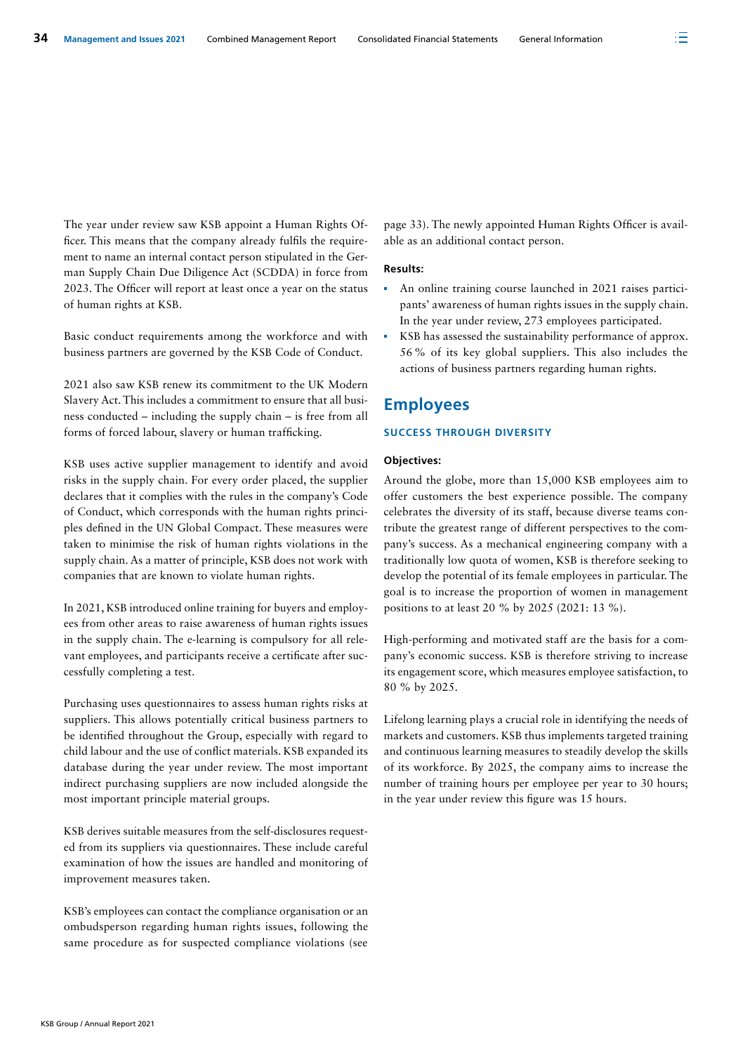The year under review saw KSB appoint a Human Rights Officer. This means that the company already fulfils the requirement to name an internal contact person stipulated in the German Supply Chain Due Diligence Act (SCDDA) in force from 2023. The Officer will report at least once a year on the status of human rights at KSB.

Basic conduct requirements among the workforce and with business partners are governed by the KSB Code of Conduct.

2021 also saw KSB renew its commitment to the UK Modern Slavery Act. This includes a commitment to ensure that all business conducted – including the supply chain – is free from all forms of forced labour, slavery or human trafficking.

KSB uses active supplier management to identify and avoid risks in the supply chain. For every order placed, the supplier declares that it complies with the rules in the company's Code of Conduct, which corresponds with the human rights principles defined in the UN Global Compact. These measures were taken to minimise the risk of human rights violations in the supply chain. As a matter of principle, KSB does not work with companies that are known to violate human rights.

In 2021, KSB introduced online training for buyers and employees from other areas to raise awareness of human rights issues in the supply chain. The e-learning is compulsory for all relevant employees, and participants receive a certificate after successfully completing a test.

Purchasing uses questionnaires to assess human rights risks at suppliers. This allows potentially critical business partners to be identified throughout the Group, especially with regard to child labour and the use of conflict materials. KSB expanded its database during the year under review. The most important indirect purchasing suppliers are now included alongside the most important principle material groups.

KSB derives suitable measures from the self-disclosures requested from its suppliers via questionnaires. These include careful examination of how the issues are handled and monitoring of improvement measures taken.

KSB's employees can contact the compliance organisation or an ombudsperson regarding human rights issues, following the same procedure as for suspected compliance violations (see page 33). The newly appointed Human Rights Officer is available as an additional contact person.

**Results:**

- An online training course launched in 2021 raises participants' awareness of human rights issues in the supply chain. In the year under review, 273 employees participated.
- KSB has assessed the sustainability performance of approx. 56 % of its key global suppliers. This also includes the actions of business partners regarding human rights.

## Employees

### SUCCESS THROUGH DIVERSITY

**Objectives:**

Around the globe, more than 15,000 KSB employees aim to offer customers the best experience possible. The company celebrates the diversity of its staff, because diverse teams contribute the greatest range of different perspectives to the company's success. As a mechanical engineering company with a traditionally low quota of women, KSB is therefore seeking to develop the potential of its female employees in particular. The goal is to increase the proportion of women in management positions to at least 20 % by 2025 (2021: 13 %).

High-performing and motivated staff are the basis for a company's economic success. KSB is therefore striving to increase its engagement score, which measures employee satisfaction, to 80 % by 2025.

Lifelong learning plays a crucial role in identifying the needs of markets and customers. KSB thus implements targeted training and continuous learning measures to steadily develop the skills of its workforce. By 2025, the company aims to increase the number of training hours per employee per year to 30 hours; in the year under review this figure was 15 hours.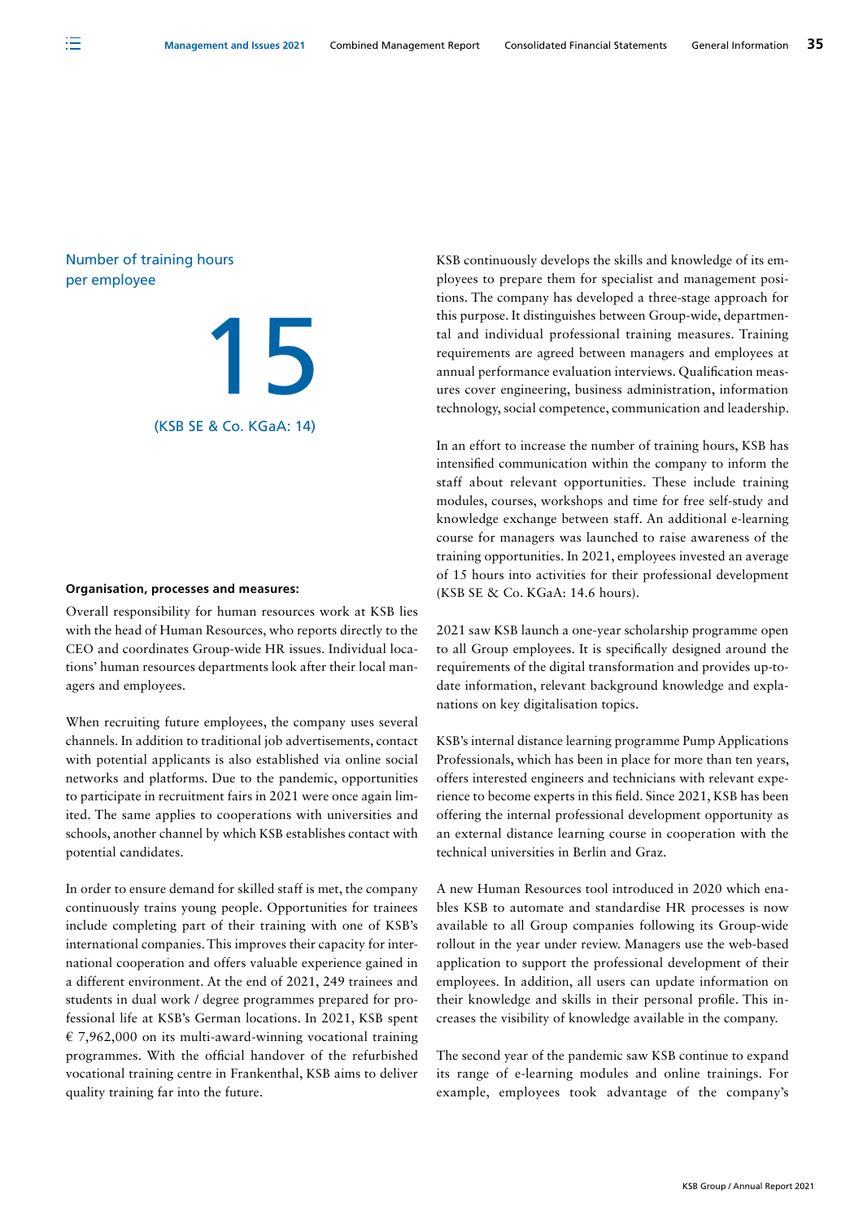Number of training hours per employee

15

(KSB SE & Co. KGaA: 14)

**Organisation, processes and measures:**

Overall responsibility for human resources work at KSB lies with the head of Human Resources, who reports directly to the CEO and coordinates Group-wide HR issues. Individual locations' human resources departments look after their local managers and employees.

When recruiting future employees, the company uses several channels. In addition to traditional job advertisements, contact with potential applicants is also established via online social networks and platforms. Due to the pandemic, opportunities to participate in recruitment fairs in 2021 were once again limited. The same applies to cooperations with universities and schools, another channel by which KSB establishes contact with potential candidates.

In order to ensure demand for skilled staff is met, the company continuously trains young people. Opportunities for trainees include completing part of their training with one of KSB's international companies. This improves their capacity for international cooperation and offers valuable experience gained in a different environment. At the end of 2021, 249 trainees and students in dual work / degree programmes prepared for professional life at KSB's German locations. In 2021, KSB spent € 7,962,000 on its multi-award-winning vocational training programmes. With the official handover of the refurbished vocational training centre in Frankenthal, KSB aims to deliver quality training far into the future.

KSB continuously develops the skills and knowledge of its employees to prepare them for specialist and management positions. The company has developed a three-stage approach for this purpose. It distinguishes between Group-wide, departmental and individual professional training measures. Training requirements are agreed between managers and employees at annual performance evaluation interviews. Qualification measures cover engineering, business administration, information technology, social competence, communication and leadership.

In an effort to increase the number of training hours, KSB has intensified communication within the company to inform the staff about relevant opportunities. These include training modules, courses, workshops and time for free self-study and knowledge exchange between staff. An additional e-learning course for managers was launched to raise awareness of the training opportunities. In 2021, employees invested an average of 15 hours into activities for their professional development (KSB SE & Co. KGaA: 14.6 hours).

2021 saw KSB launch a one-year scholarship programme open to all Group employees. It is specifically designed around the requirements of the digital transformation and provides up-to-date information, relevant background knowledge and explanations on key digitalisation topics.

KSB's internal distance learning programme Pump Applications Professionals, which has been in place for more than ten years, offers interested engineers and technicians with relevant experience to become experts in this field. Since 2021, KSB has been offering the internal professional development opportunity as an external distance learning course in cooperation with the technical universities in Berlin and Graz.

A new Human Resources tool introduced in 2020 which enables KSB to automate and standardise HR processes is now available to all Group companies following its Group-wide rollout in the year under review. Managers use the web-based application to support the professional development of their employees. In addition, all users can update information on their knowledge and skills in their personal profile. This increases the visibility of knowledge available in the company.

The second year of the pandemic saw KSB continue to expand its range of e-learning modules and online trainings. For example, employees took advantage of the company's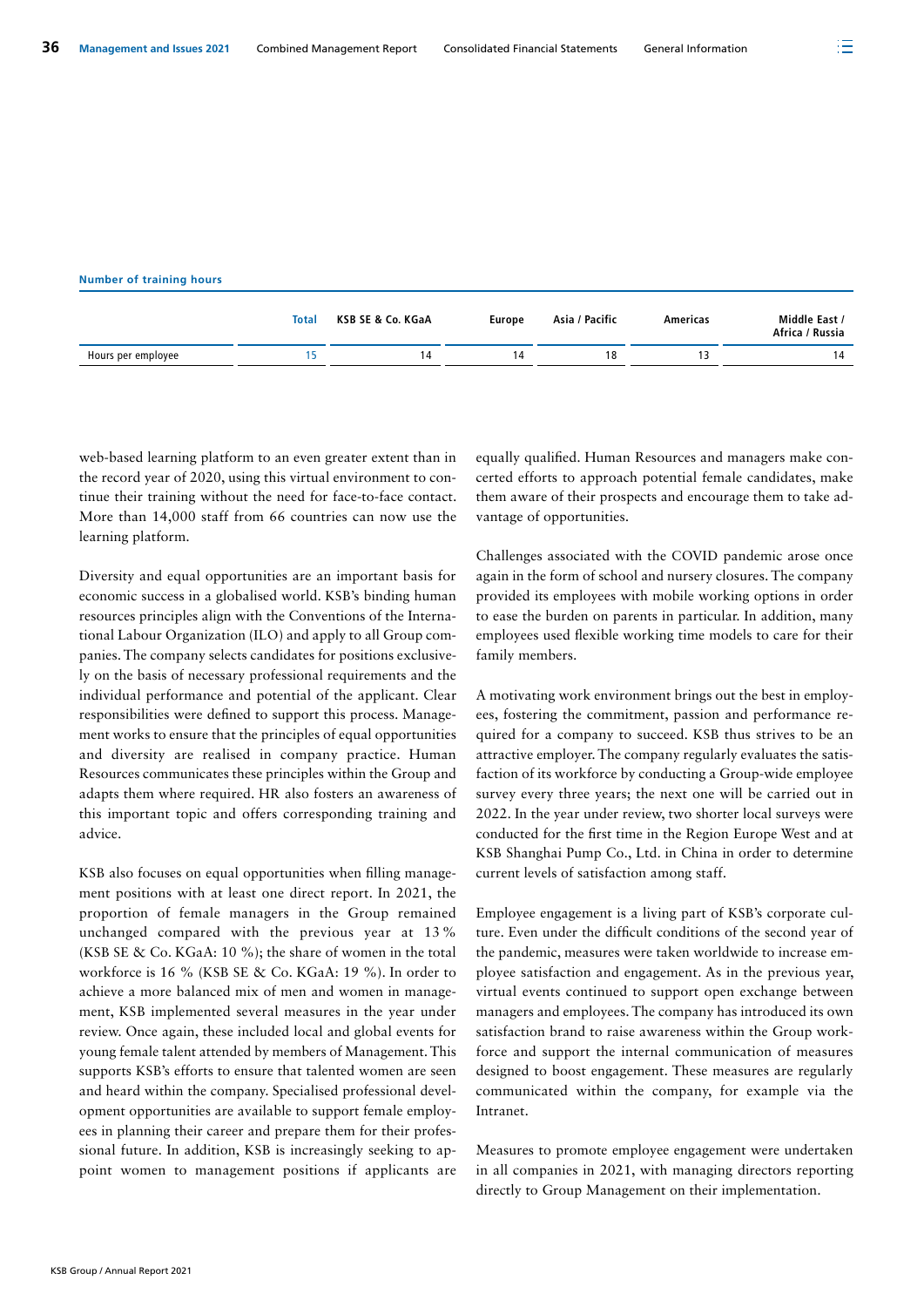**Number of training hours**

| | Total | KSB SE & Co. KGaA | Europe | Asia / Pacific | Americas | Middle East / Africa / Russia |
|---|---|---|---|---|---|---|
| Hours per employee | 15 | 14 | 14 | 18 | 13 | 14 |

web-based learning platform to an even greater extent than in the record year of 2020, using this virtual environment to continue their training without the need for face-to-face contact. More than 14,000 staff from 66 countries can now use the learning platform.

Diversity and equal opportunities are an important basis for economic success in a globalised world. KSB's binding human resources principles align with the Conventions of the International Labour Organization (ILO) and apply to all Group companies. The company selects candidates for positions exclusively on the basis of necessary professional requirements and the individual performance and potential of the applicant. Clear responsibilities were defined to support this process. Management works to ensure that the principles of equal opportunities and diversity are realised in company practice. Human Resources communicates these principles within the Group and adapts them where required. HR also fosters an awareness of this important topic and offers corresponding training and advice.

KSB also focuses on equal opportunities when filling management positions with at least one direct report. In 2021, the proportion of female managers in the Group remained unchanged compared with the previous year at 13 % (KSB SE & Co. KGaA: 10 %); the share of women in the total workforce is 16 % (KSB SE & Co. KGaA: 19 %). In order to achieve a more balanced mix of men and women in management, KSB implemented several measures in the year under review. Once again, these included local and global events for young female talent attended by members of Management. This supports KSB's efforts to ensure that talented women are seen and heard within the company. Specialised professional development opportunities are available to support female employees in planning their career and prepare them for their professional future. In addition, KSB is increasingly seeking to appoint women to management positions if applicants are equally qualified. Human Resources and managers make concerted efforts to approach potential female candidates, make them aware of their prospects and encourage them to take advantage of opportunities.

Challenges associated with the COVID pandemic arose once again in the form of school and nursery closures. The company provided its employees with mobile working options in order to ease the burden on parents in particular. In addition, many employees used flexible working time models to care for their family members.

A motivating work environment brings out the best in employees, fostering the commitment, passion and performance required for a company to succeed. KSB thus strives to be an attractive employer. The company regularly evaluates the satisfaction of its workforce by conducting a Group-wide employee survey every three years; the next one will be carried out in 2022. In the year under review, two shorter local surveys were conducted for the first time in the Region Europe West and at KSB Shanghai Pump Co., Ltd. in China in order to determine current levels of satisfaction among staff.

Employee engagement is a living part of KSB's corporate culture. Even under the difficult conditions of the second year of the pandemic, measures were taken worldwide to increase employee satisfaction and engagement. As in the previous year, virtual events continued to support open exchange between managers and employees. The company has introduced its own satisfaction brand to raise awareness within the Group workforce and support the internal communication of measures designed to boost engagement. These measures are regularly communicated within the company, for example via the Intranet.

Measures to promote employee engagement were undertaken in all companies in 2021, with managing directors reporting directly to Group Management on their implementation.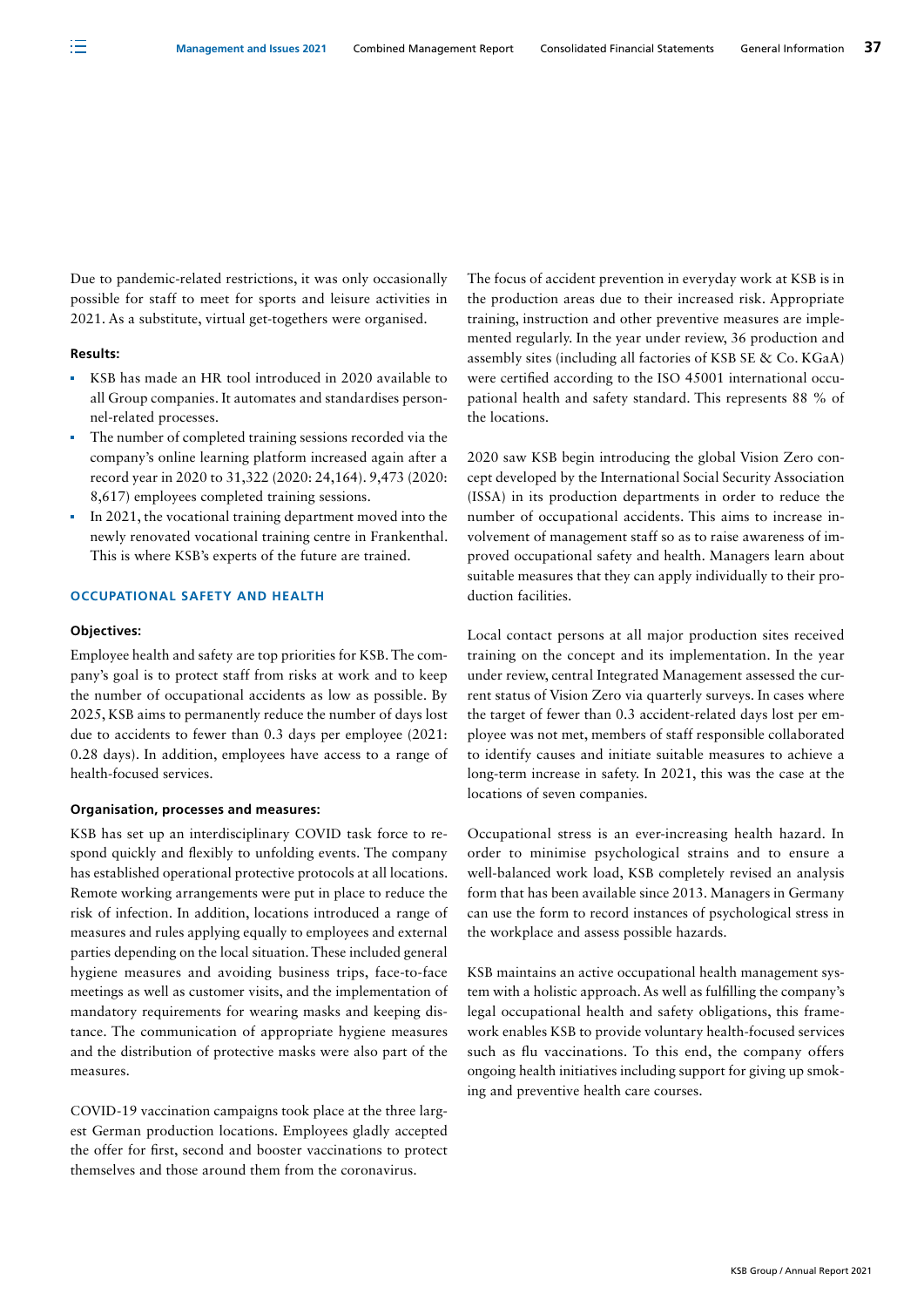Due to pandemic-related restrictions, it was only occasionally possible for staff to meet for sports and leisure activities in 2021. As a substitute, virtual get-togethers were organised.

**Results:**

- KSB has made an HR tool introduced in 2020 available to all Group companies. It automates and standardises personnel-related processes.
- The number of completed training sessions recorded via the company's online learning platform increased again after a record year in 2020 to 31,322 (2020: 24,164). 9,473 (2020: 8,617) employees completed training sessions.
- In 2021, the vocational training department moved into the newly renovated vocational training centre in Frankenthal. This is where KSB's experts of the future are trained.

### OCCUPATIONAL SAFETY AND HEALTH

**Objectives:**

Employee health and safety are top priorities for KSB. The company's goal is to protect staff from risks at work and to keep the number of occupational accidents as low as possible. By 2025, KSB aims to permanently reduce the number of days lost due to accidents to fewer than 0.3 days per employee (2021: 0.28 days). In addition, employees have access to a range of health-focused services.

**Organisation, processes and measures:**

KSB has set up an interdisciplinary COVID task force to respond quickly and flexibly to unfolding events. The company has established operational protective protocols at all locations. Remote working arrangements were put in place to reduce the risk of infection. In addition, locations introduced a range of measures and rules applying equally to employees and external parties depending on the local situation. These included general hygiene measures and avoiding business trips, face-to-face meetings as well as customer visits, and the implementation of mandatory requirements for wearing masks and keeping distance. The communication of appropriate hygiene measures and the distribution of protective masks were also part of the measures.

COVID-19 vaccination campaigns took place at the three largest German production locations. Employees gladly accepted the offer for first, second and booster vaccinations to protect themselves and those around them from the coronavirus.

The focus of accident prevention in everyday work at KSB is in the production areas due to their increased risk. Appropriate training, instruction and other preventive measures are implemented regularly. In the year under review, 36 production and assembly sites (including all factories of KSB SE & Co. KGaA) were certified according to the ISO 45001 international occupational health and safety standard. This represents 88 % of the locations.

2020 saw KSB begin introducing the global Vision Zero concept developed by the International Social Security Association (ISSA) in its production departments in order to reduce the number of occupational accidents. This aims to increase involvement of management staff so as to raise awareness of improved occupational safety and health. Managers learn about suitable measures that they can apply individually to their production facilities.

Local contact persons at all major production sites received training on the concept and its implementation. In the year under review, central Integrated Management assessed the current status of Vision Zero via quarterly surveys. In cases where the target of fewer than 0.3 accident-related days lost per employee was not met, members of staff responsible collaborated to identify causes and initiate suitable measures to achieve a long-term increase in safety. In 2021, this was the case at the locations of seven companies.

Occupational stress is an ever-increasing health hazard. In order to minimise psychological strains and to ensure a well-balanced work load, KSB completely revised an analysis form that has been available since 2013. Managers in Germany can use the form to record instances of psychological stress in the workplace and assess possible hazards.

KSB maintains an active occupational health management system with a holistic approach. As well as fulfilling the company's legal occupational health and safety obligations, this framework enables KSB to provide voluntary health-focused services such as flu vaccinations. To this end, the company offers ongoing health initiatives including support for giving up smoking and preventive health care courses.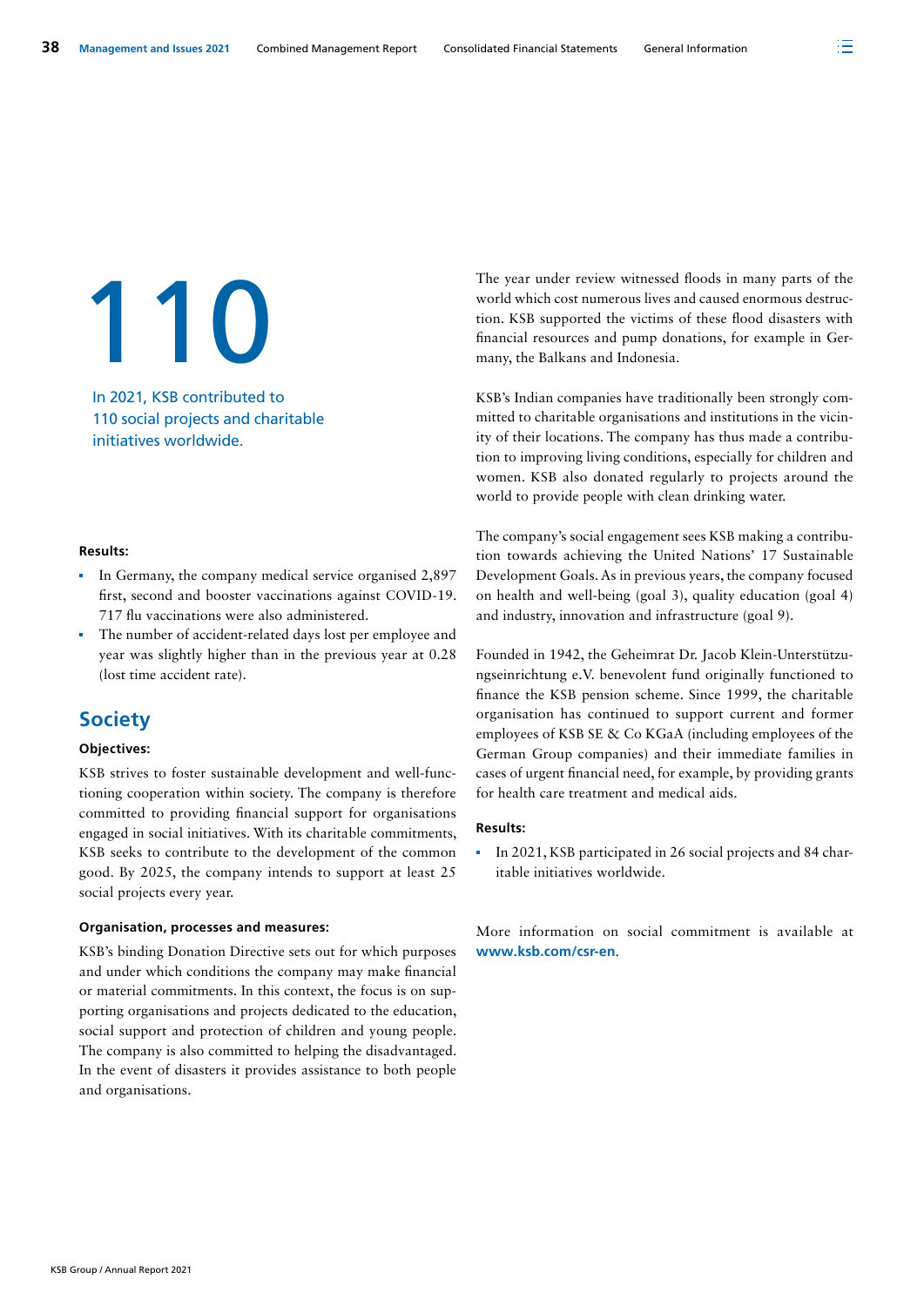# 110

In 2021, KSB contributed to 110 social projects and charitable initiatives worldwide.

**Results:**

- In Germany, the company medical service organised 2,897 first, second and booster vaccinations against COVID-19. 717 flu vaccinations were also administered.
- The number of accident-related days lost per employee and year was slightly higher than in the previous year at 0.28 (lost time accident rate).

## Society

**Objectives:**

KSB strives to foster sustainable development and well-functioning cooperation within society. The company is therefore committed to providing financial support for organisations engaged in social initiatives. With its charitable commitments, KSB seeks to contribute to the development of the common good. By 2025, the company intends to support at least 25 social projects every year.

**Organisation, processes and measures:**

KSB's binding Donation Directive sets out for which purposes and under which conditions the company may make financial or material commitments. In this context, the focus is on supporting organisations and projects dedicated to the education, social support and protection of children and young people. The company is also committed to helping the disadvantaged. In the event of disasters it provides assistance to both people and organisations.

The year under review witnessed floods in many parts of the world which cost numerous lives and caused enormous destruction. KSB supported the victims of these flood disasters with financial resources and pump donations, for example in Germany, the Balkans and Indonesia.

KSB's Indian companies have traditionally been strongly committed to charitable organisations and institutions in the vicinity of their locations. The company has thus made a contribution to improving living conditions, especially for children and women. KSB also donated regularly to projects around the world to provide people with clean drinking water.

The company's social engagement sees KSB making a contribution towards achieving the United Nations' 17 Sustainable Development Goals. As in previous years, the company focused on health and well-being (goal 3), quality education (goal 4) and industry, innovation and infrastructure (goal 9).

Founded in 1942, the Geheimrat Dr. Jacob Klein-Unterstützungseinrichtung e.V. benevolent fund originally functioned to finance the KSB pension scheme. Since 1999, the charitable organisation has continued to support current and former employees of KSB SE & Co KGaA (including employees of the German Group companies) and their immediate families in cases of urgent financial need, for example, by providing grants for health care treatment and medical aids.

**Results:**

- In 2021, KSB participated in 26 social projects and 84 charitable initiatives worldwide.

More information on social commitment is available at **www.ksb.com/csr-en**.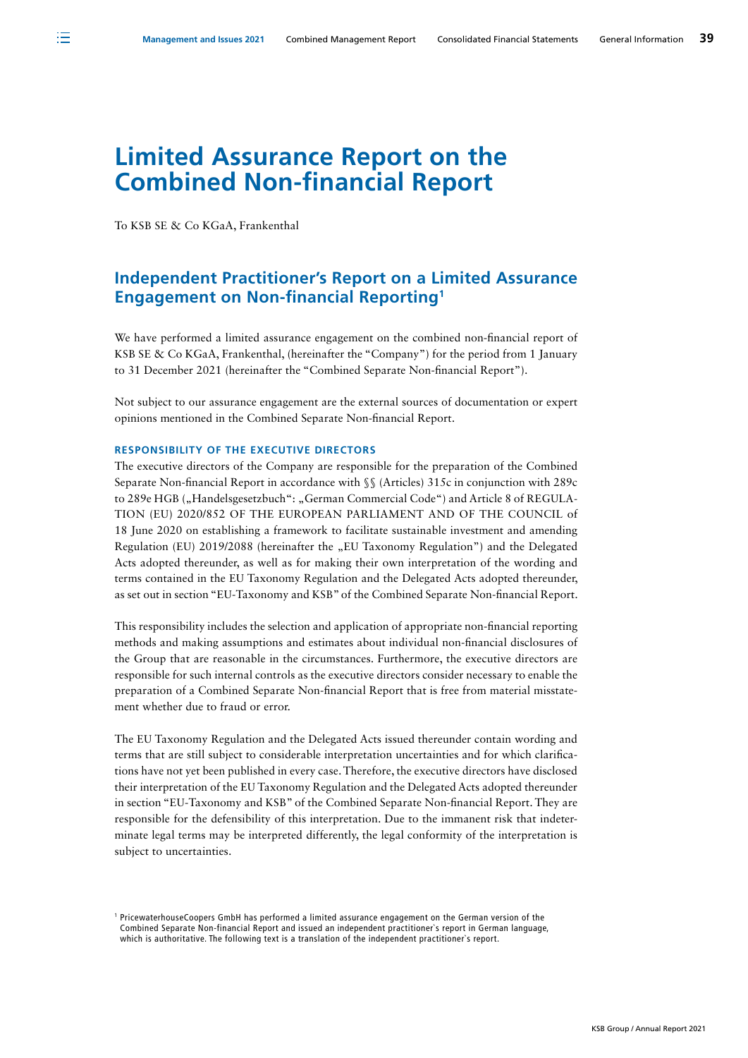# Limited Assurance Report on the Combined Non-financial Report

To KSB SE & Co KGaA, Frankenthal

## Independent Practitioner's Report on a Limited Assurance Engagement on Non-financial Reporting[1]

We have performed a limited assurance engagement on the combined non-financial report of KSB SE & Co KGaA, Frankenthal, (hereinafter the "Company") for the period from 1 January to 31 December 2021 (hereinafter the "Combined Separate Non-financial Report").

Not subject to our assurance engagement are the external sources of documentation or expert opinions mentioned in the Combined Separate Non-financial Report.

### RESPONSIBILITY OF THE EXECUTIVE DIRECTORS

The executive directors of the Company are responsible for the preparation of the Combined Separate Non-financial Report in accordance with §§ (Articles) 315c in conjunction with 289c to 289e HGB („Handelsgesetzbuch": „German Commercial Code") and Article 8 of REGULATION (EU) 2020/852 OF THE EUROPEAN PARLIAMENT AND OF THE COUNCIL of 18 June 2020 on establishing a framework to facilitate sustainable investment and amending Regulation (EU) 2019/2088 (hereinafter the „EU Taxonomy Regulation") and the Delegated Acts adopted thereunder, as well as for making their own interpretation of the wording and terms contained in the EU Taxonomy Regulation and the Delegated Acts adopted thereunder, as set out in section "EU-Taxonomy and KSB" of the Combined Separate Non-financial Report.

This responsibility includes the selection and application of appropriate non-financial reporting methods and making assumptions and estimates about individual non-financial disclosures of the Group that are reasonable in the circumstances. Furthermore, the executive directors are responsible for such internal controls as the executive directors consider necessary to enable the preparation of a Combined Separate Non-financial Report that is free from material misstatement whether due to fraud or error.

The EU Taxonomy Regulation and the Delegated Acts issued thereunder contain wording and terms that are still subject to considerable interpretation uncertainties and for which clarifications have not yet been published in every case. Therefore, the executive directors have disclosed their interpretation of the EU Taxonomy Regulation and the Delegated Acts adopted thereunder in section "EU-Taxonomy and KSB" of the Combined Separate Non-financial Report. They are responsible for the defensibility of this interpretation. Due to the immanent risk that indeterminate legal terms may be interpreted differently, the legal conformity of the interpretation is subject to uncertainties.

[1] PricewaterhouseCoopers GmbH has performed a limited assurance engagement on the German version of the Combined Separate Non-financial Report and issued an independent practitioner's report in German language, which is authoritative. The following text is a translation of the independent practitioner's report.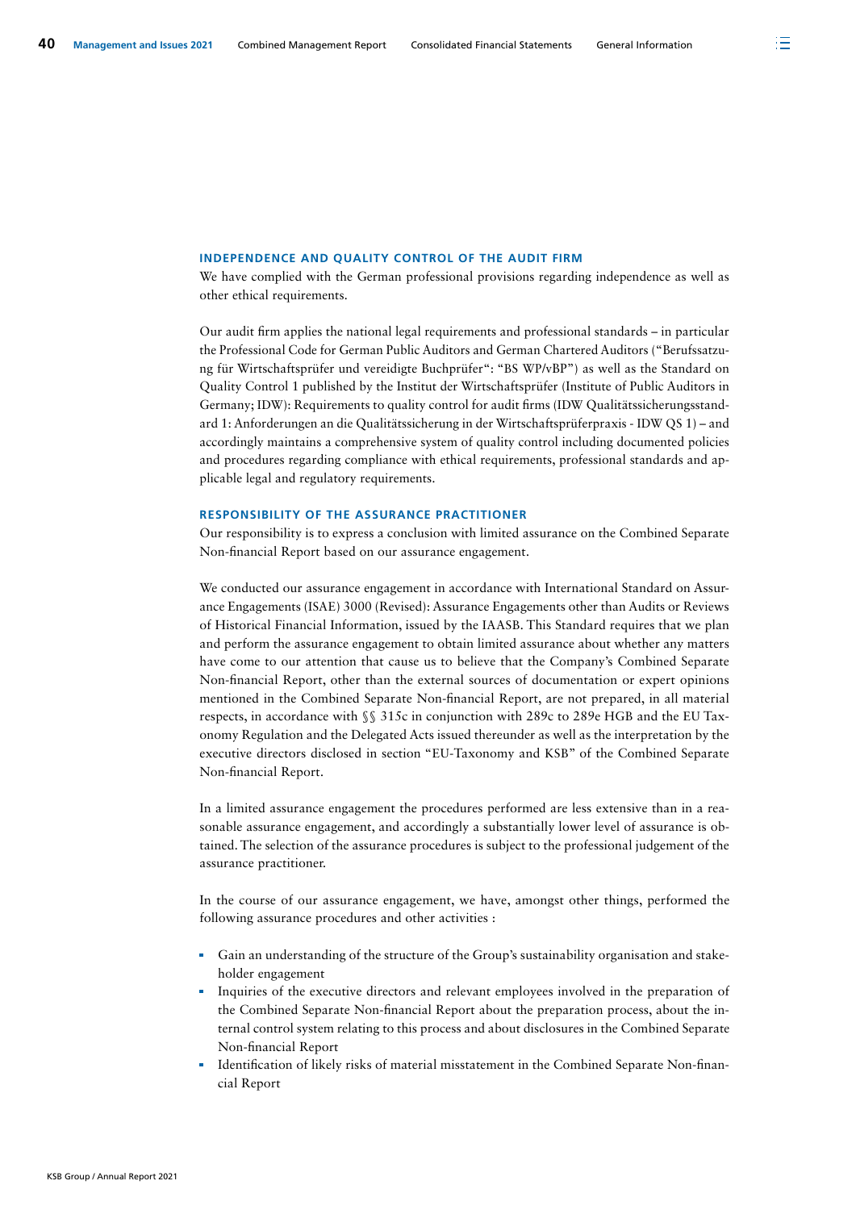## INDEPENDENCE AND QUALITY CONTROL OF THE AUDIT FIRM

We have complied with the German professional provisions regarding independence as well as other ethical requirements.

Our audit firm applies the national legal requirements and professional standards – in particular the Professional Code for German Public Auditors and German Chartered Auditors ("Berufssatzung für Wirtschaftsprüfer und vereidigte Buchprüfer": "BS WP/vBP") as well as the Standard on Quality Control 1 published by the Institut der Wirtschaftsprüfer (Institute of Public Auditors in Germany; IDW): Requirements to quality control for audit firms (IDW Qualitätssicherungsstandard 1: Anforderungen an die Qualitätssicherung in der Wirtschaftsprüferpraxis - IDW QS 1) – and accordingly maintains a comprehensive system of quality control including documented policies and procedures regarding compliance with ethical requirements, professional standards and applicable legal and regulatory requirements.

## RESPONSIBILITY OF THE ASSURANCE PRACTITIONER

Our responsibility is to express a conclusion with limited assurance on the Combined Separate Non-financial Report based on our assurance engagement.

We conducted our assurance engagement in accordance with International Standard on Assurance Engagements (ISAE) 3000 (Revised): Assurance Engagements other than Audits or Reviews of Historical Financial Information, issued by the IAASB. This Standard requires that we plan and perform the assurance engagement to obtain limited assurance about whether any matters have come to our attention that cause us to believe that the Company's Combined Separate Non-financial Report, other than the external sources of documentation or expert opinions mentioned in the Combined Separate Non-financial Report, are not prepared, in all material respects, in accordance with §§ 315c in conjunction with 289c to 289e HGB and the EU Taxonomy Regulation and the Delegated Acts issued thereunder as well as the interpretation by the executive directors disclosed in section "EU-Taxonomy and KSB" of the Combined Separate Non-financial Report.

In a limited assurance engagement the procedures performed are less extensive than in a reasonable assurance engagement, and accordingly a substantially lower level of assurance is obtained. The selection of the assurance procedures is subject to the professional judgement of the assurance practitioner.

In the course of our assurance engagement, we have, amongst other things, performed the following assurance procedures and other activities :

- Gain an understanding of the structure of the Group's sustainability organisation and stakeholder engagement
- Inquiries of the executive directors and relevant employees involved in the preparation of the Combined Separate Non-financial Report about the preparation process, about the internal control system relating to this process and about disclosures in the Combined Separate Non-financial Report
- Identification of likely risks of material misstatement in the Combined Separate Non-financial Report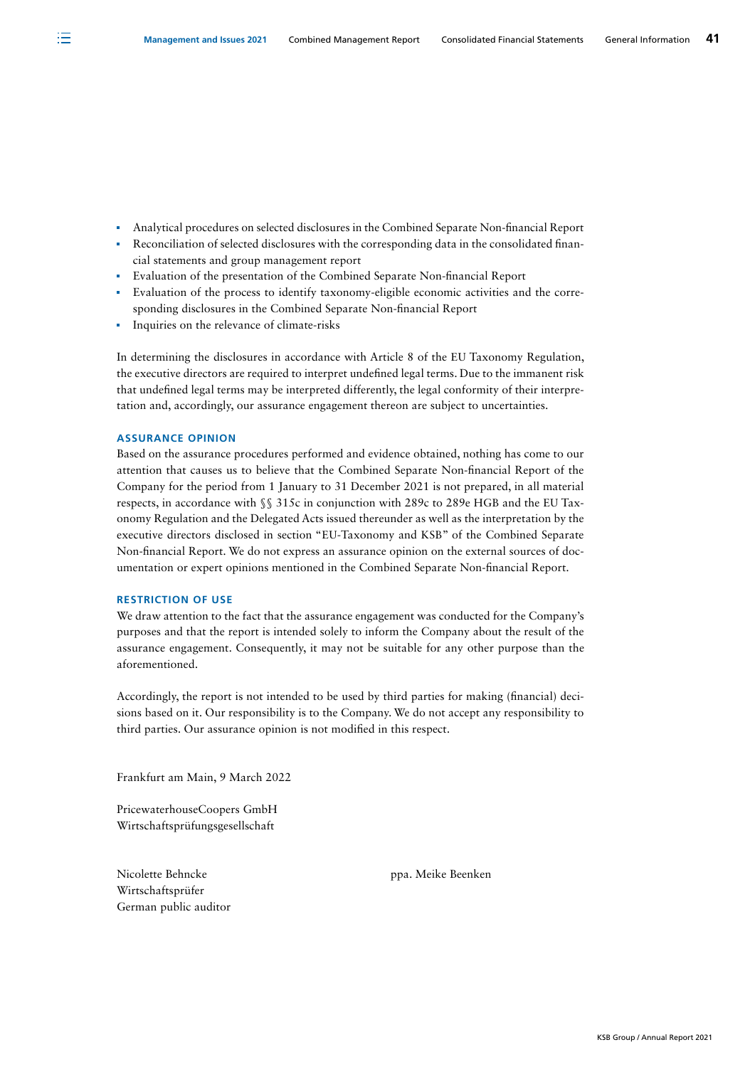- Analytical procedures on selected disclosures in the Combined Separate Non-financial Report
- Reconciliation of selected disclosures with the corresponding data in the consolidated financial statements and group management report
- Evaluation of the presentation of the Combined Separate Non-financial Report
- Evaluation of the process to identify taxonomy-eligible economic activities and the corresponding disclosures in the Combined Separate Non-financial Report
- Inquiries on the relevance of climate-risks

In determining the disclosures in accordance with Article 8 of the EU Taxonomy Regulation, the executive directors are required to interpret undefined legal terms. Due to the immanent risk that undefined legal terms may be interpreted differently, the legal conformity of their interpretation and, accordingly, our assurance engagement thereon are subject to uncertainties.

## ASSURANCE OPINION

Based on the assurance procedures performed and evidence obtained, nothing has come to our attention that causes us to believe that the Combined Separate Non-financial Report of the Company for the period from 1 January to 31 December 2021 is not prepared, in all material respects, in accordance with §§ 315c in conjunction with 289c to 289e HGB and the EU Taxonomy Regulation and the Delegated Acts issued thereunder as well as the interpretation by the executive directors disclosed in section "EU-Taxonomy and KSB" of the Combined Separate Non-financial Report. We do not express an assurance opinion on the external sources of documentation or expert opinions mentioned in the Combined Separate Non-financial Report.

## RESTRICTION OF USE

We draw attention to the fact that the assurance engagement was conducted for the Company's purposes and that the report is intended solely to inform the Company about the result of the assurance engagement. Consequently, it may not be suitable for any other purpose than the aforementioned.

Accordingly, the report is not intended to be used by third parties for making (financial) decisions based on it. Our responsibility is to the Company. We do not accept any responsibility to third parties. Our assurance opinion is not modified in this respect.

Frankfurt am Main, 9 March 2022

PricewaterhouseCoopers GmbH
Wirtschaftsprüfungsgesellschaft

Nicolette Behncke
Wirtschaftsprüfer
German public auditor

ppa. Meike Beenken